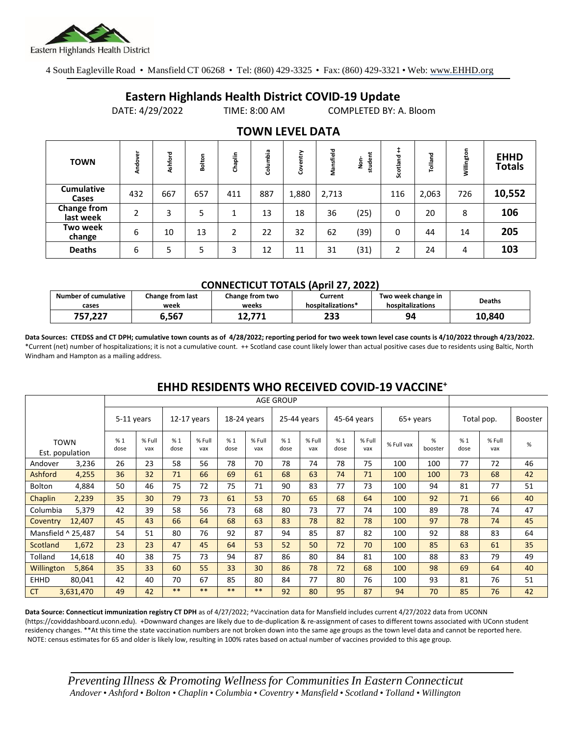Eastern Highlands Health District

4 South Eagleville Road • Mansfield CT 06268 • Tel: (860) 429-3325 • Fax: (860) 429-3321 • Web: www.EHHD.org

# Eastern Highlands Health District COVID-19 Update

DATE: 4/29/2022 TIME: 8:00 AM COMPLETED BY: A. Bloom

## TOWN LEVEL DATA

| TOWN | Andover | Ashford | Bolton | Chaplin | Columbia | Coventry | Mansfield | Non-student | Scotland ++ | Tolland | Willington | EHHD Totals |
|---|---|---|---|---|---|---|---|---|---|---|---|---|
| Cumulative Cases | 432 | 667 | 657 | 411 | 887 | 1,880 | 2,713 | | 116 | 2,063 | 726 | **10,552** |
| Change from last week | 2 | 3 | 5 | 1 | 13 | 18 | 36 | (25) | 0 | 20 | 8 | **106** |
| Two week change | 6 | 10 | 13 | 2 | 22 | 32 | 62 | (39) | 0 | 44 | 14 | **205** |
| Deaths | 6 | 5 | 5 | 3 | 12 | 11 | 31 | (31) | 2 | 24 | 4 | **103** |

### CONNECTICUT TOTALS (April 27, 2022)

| Number of cumulative cases | Change from last week | Change from two weeks | Current hospitalizations* | Two week change in hospitalizations | Deaths |
|---|---|---|---|---|---|
| **757,227** | **6,567** | **12,771** | **233** | **94** | **10,840** |

**Data Sources: CTEDSS and CT DPH; cumulative town counts as of 4/28/2022; reporting period for two week town level case counts is 4/10/2022 through 4/23/2022.** *Current (net) number of hospitalizations; it is not a cumulative count. ++ Scotland case count likely lower than actual positive cases due to residents using Baltic, North Windham and Hampton as a mailing address.

## EHHD RESIDENTS WHO RECEIVED COVID-19 VACCINE+

| | | AGE GROUP | | | | | | | | | | | | | | |
|---|---|---|---|---|---|---|---|---|---|---|---|---|---|---|---|---|
| | | 5-11 years | | 12-17 years | | 18-24 years | | 25-44 years | | 45-64 years | | 65+ years | | Total pop. | | Booster |
| TOWN | Est. population | % 1 dose | % Full vax | % 1 dose | % Full vax | % 1 dose | % Full vax | % 1 dose | % Full vax | % 1 dose | % Full vax | % Full vax | % booster | % 1 dose | % Full vax | % |
| Andover | 3,236 | 26 | 23 | 58 | 56 | 78 | 70 | 78 | 74 | 78 | 75 | 100 | 100 | 77 | 72 | 46 |
| Ashford | 4,255 | 36 | 32 | 71 | 66 | 69 | 61 | 68 | 63 | 74 | 71 | 100 | 100 | 73 | 68 | 42 |
| Bolton | 4,884 | 50 | 46 | 75 | 72 | 75 | 71 | 90 | 83 | 77 | 73 | 100 | 94 | 81 | 77 | 51 |
| Chaplin | 2,239 | 35 | 30 | 79 | 73 | 61 | 53 | 70 | 65 | 68 | 64 | 100 | 92 | 71 | 66 | 40 |
| Columbia | 5,379 | 42 | 39 | 58 | 56 | 73 | 68 | 80 | 73 | 77 | 74 | 100 | 89 | 78 | 74 | 47 |
| Coventry | 12,407 | 45 | 43 | 66 | 64 | 68 | 63 | 83 | 78 | 82 | 78 | 100 | 97 | 78 | 74 | 45 |
| Mansfield ^ | 25,487 | 54 | 51 | 80 | 76 | 92 | 87 | 94 | 85 | 87 | 82 | 100 | 92 | 88 | 83 | 64 |
| Scotland | 1,672 | 23 | 23 | 47 | 45 | 64 | 53 | 52 | 50 | 72 | 70 | 100 | 85 | 63 | 61 | 35 |
| Tolland | 14,618 | 40 | 38 | 75 | 73 | 94 | 87 | 86 | 80 | 84 | 81 | 100 | 88 | 83 | 79 | 49 |
| Willington | 5,864 | 35 | 33 | 60 | 55 | 33 | 30 | 86 | 78 | 72 | 68 | 100 | 98 | 69 | 64 | 40 |
| EHHD | 80,041 | 42 | 40 | 70 | 67 | 85 | 80 | 84 | 77 | 80 | 76 | 100 | 93 | 81 | 76 | 51 |
| CT | 3,631,470 | 49 | 42 | ** | ** | ** | ** | 92 | 80 | 95 | 87 | 94 | 70 | 85 | 76 | 42 |

**Data Source: Connecticut immunization registry CT DPH** as of 4/27/2022; ^Vaccination data for Mansfield includes current 4/27/2022 data from UCONN (https://coviddashboard.uconn.edu). +Downward changes are likely due to de-duplication & re-assignment of cases to different towns associated with UConn student residency changes. **At this time the state vaccination numbers are not broken down into the same age groups as the town level data and cannot be reported here. NOTE: census estimates for 65 and older is likely low, resulting in 100% rates based on actual number of vaccines provided to this age group.

*Preventing Illness & Promoting Wellness for Communities In Eastern Connecticut*
*Andover • Ashford • Bolton • Chaplin • Columbia • Coventry • Mansfield • Scotland • Tolland • Willington*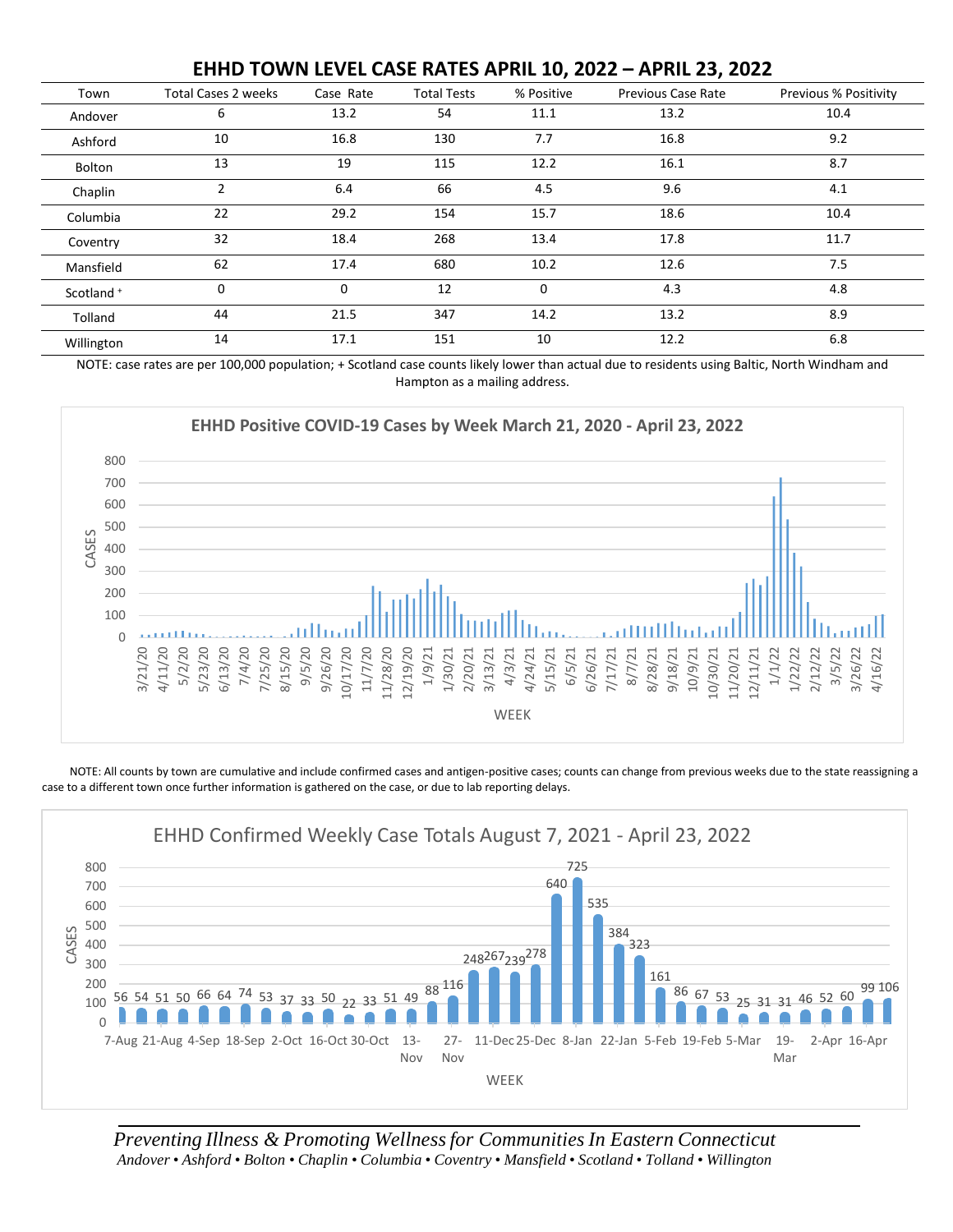## EHHD TOWN LEVEL CASE RATES APRIL 10, 2022 – APRIL 23, 2022

| Town | Total Cases 2 weeks | Case Rate | Total Tests | % Positive | Previous Case Rate | Previous % Positivity |
|---|---|---|---|---|---|---|
| Andover | 6 | 13.2 | 54 | 11.1 | 13.2 | 10.4 |
| Ashford | 10 | 16.8 | 130 | 7.7 | 16.8 | 9.2 |
| Bolton | 13 | 19 | 115 | 12.2 | 16.1 | 8.7 |
| Chaplin | 2 | 6.4 | 66 | 4.5 | 9.6 | 4.1 |
| Columbia | 22 | 29.2 | 154 | 15.7 | 18.6 | 10.4 |
| Coventry | 32 | 18.4 | 268 | 13.4 | 17.8 | 11.7 |
| Mansfield | 62 | 17.4 | 680 | 10.2 | 12.6 | 7.5 |
| Scotland + | 0 | 0 | 12 | 0 | 4.3 | 4.8 |
| Tolland | 44 | 21.5 | 347 | 14.2 | 13.2 | 8.9 |
| Willington | 14 | 17.1 | 151 | 10 | 12.2 | 6.8 |

NOTE: case rates are per 100,000 population; + Scotland case counts likely lower than actual due to residents using Baltic, North Windham and Hampton as a mailing address.

EHHD Positive COVID-19 Cases by Week March 21, 2020 - April 23, 2022

CASES

800
700
600
500
400
300
200
100
0

3/21/20 4/11/20 5/2/20 5/23/20 6/13/20 7/4/20 7/25/20 8/15/20 9/5/20 9/26/20 10/17/20 11/7/20 11/28/20 12/19/20 1/9/21 1/30/21 2/20/21 3/13/21 4/3/21 4/24/21 5/15/21 6/5/21 6/26/21 7/17/21 8/7/21 8/28/21 9/18/21 10/9/21 10/30/21 11/20/21 12/11/21 1/1/22 1/22/22 2/12/22 3/5/22 3/26/22 4/16/22

WEEK

NOTE: All counts by town are cumulative and include confirmed cases and antigen-positive cases; counts can change from previous weeks due to the state reassigning a case to a different town once further information is gathered on the case, or due to lab reporting delays.

EHHD Confirmed Weekly Case Totals August 7, 2021 - April 23, 2022

CASES

800
700
600
500
400
300
200
100
0

56 54 51 50 66 64 74 53 37 33 50 22 33 51 49 88 116 248 267 239 278 640 725 535 384 323 161 86 67 53 25 31 31 46 52 60 99 106

7-Aug 21-Aug 4-Sep 18-Sep 2-Oct 16-Oct 30-Oct 13-Nov 27-Nov 11-Dec 25-Dec 8-Jan 22-Jan 5-Feb 19-Feb 5-Mar 19-Mar 2-Apr 16-Apr

WEEK

*Preventing Illness & Promoting Wellness for Communities In Eastern Connecticut*
*Andover • Ashford • Bolton • Chaplin • Columbia • Coventry • Mansfield • Scotland • Tolland • Willington*